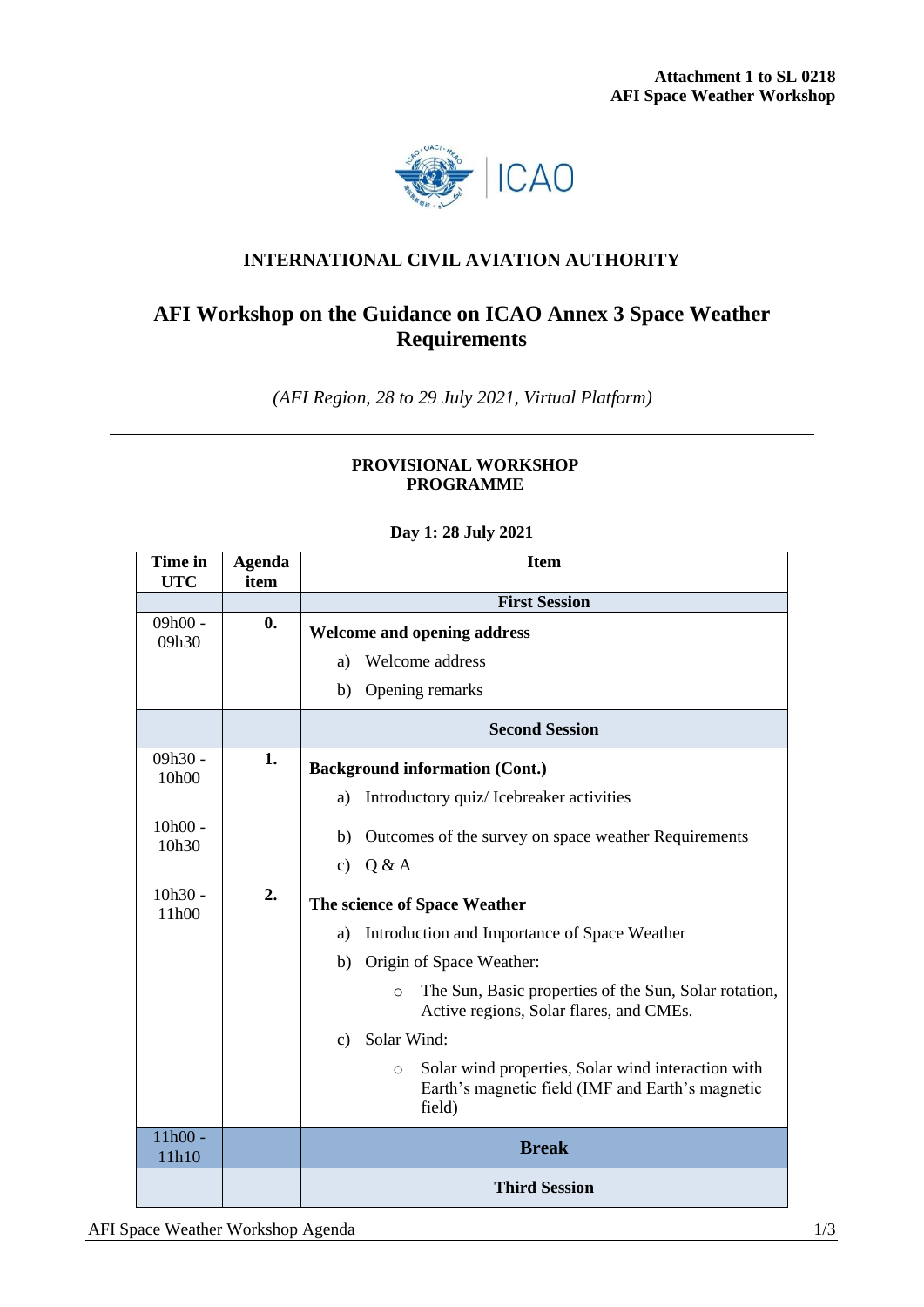**Attachment 1 to SL 0218**
**AFI Space Weather Workshop**

ICAO

## INTERNATIONAL CIVIL AVIATION AUTHORITY

# AFI Workshop on the Guidance on ICAO Annex 3 Space Weather Requirements

*(AFI Region, 28 to 29 July 2021, Virtual Platform)*

---

### PROVISIONAL WORKSHOP PROGRAMME

**Day 1: 28 July 2021**

| Time in UTC | Agenda item | Item |
|---|---|---|
| | | **First Session** |
| 09h00 - 09h30 | **0.** | **Welcome and opening address**<br>a) Welcome address<br>b) Opening remarks |
| | | **Second Session** |
| 09h30 - 10h00 | **1.** | **Background information (Cont.)**<br>a) Introductory quiz/ Icebreaker activities |
| 10h00 - 10h30 | | b) Outcomes of the survey on space weather Requirements<br>c) Q & A |
| 10h30 - 11h00 | **2.** | **The science of Space Weather**<br>a) Introduction and Importance of Space Weather<br>b) Origin of Space Weather:<br>○ The Sun, Basic properties of the Sun, Solar rotation, Active regions, Solar flares, and CMEs.<br>c) Solar Wind:<br>○ Solar wind properties, Solar wind interaction with Earth's magnetic field (IMF and Earth's magnetic field) |
| 11h00 - 11h10 | | **Break** |
| | | **Third Session** |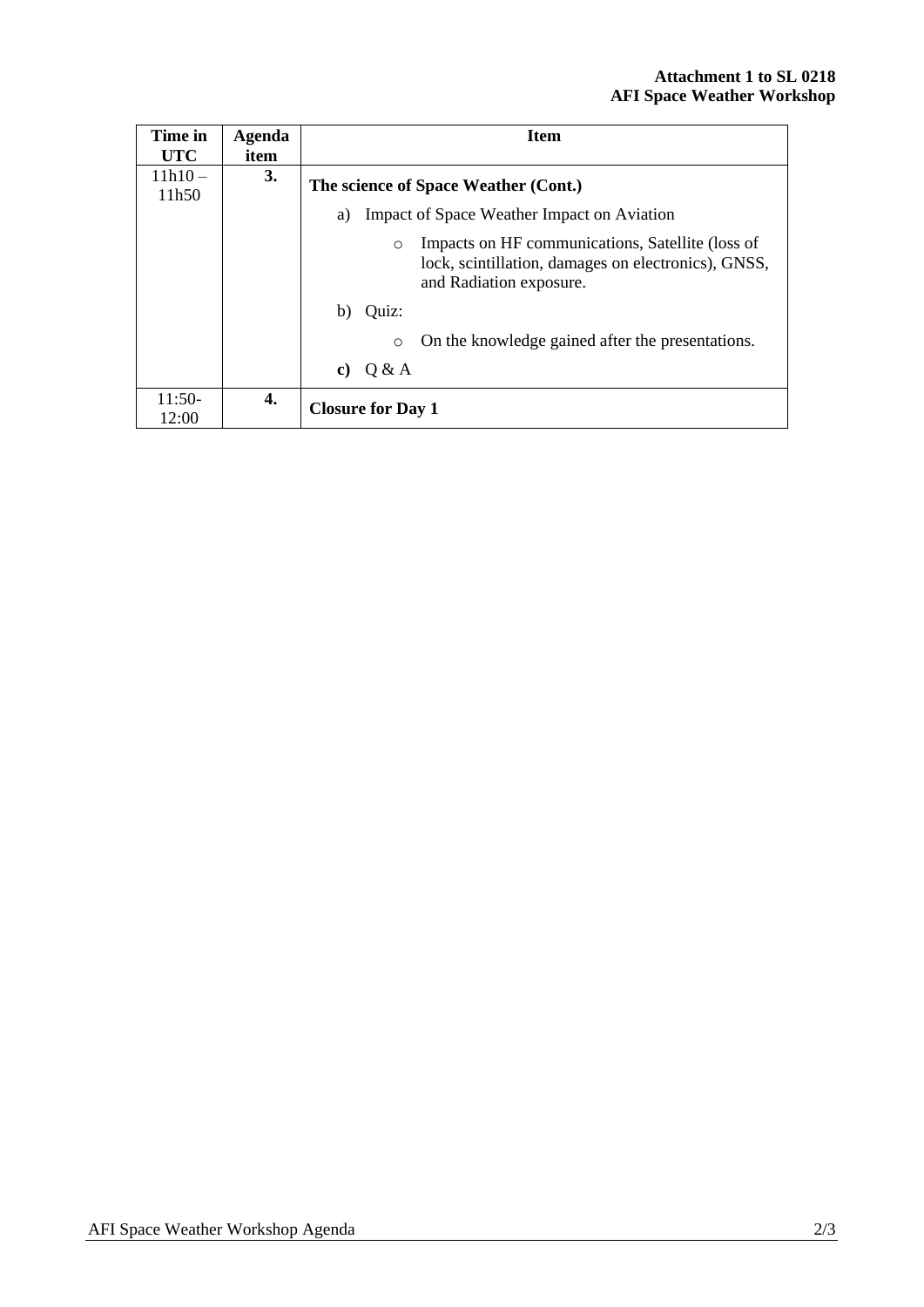**Attachment 1 to SL 0218**
**AFI Space Weather Workshop**

| Time in UTC | Agenda item | Item |
|---|---|---|
| 11h10 – 11h50 | **3.** | **The science of Space Weather (Cont.)**<br>a) Impact of Space Weather Impact on Aviation<br>○ Impacts on HF communications, Satellite (loss of lock, scintillation, damages on electronics), GNSS, and Radiation exposure.<br>b) Quiz:<br>○ On the knowledge gained after the presentations.<br>**c)** Q & A |
| 11:50-12:00 | **4.** | **Closure for Day 1** |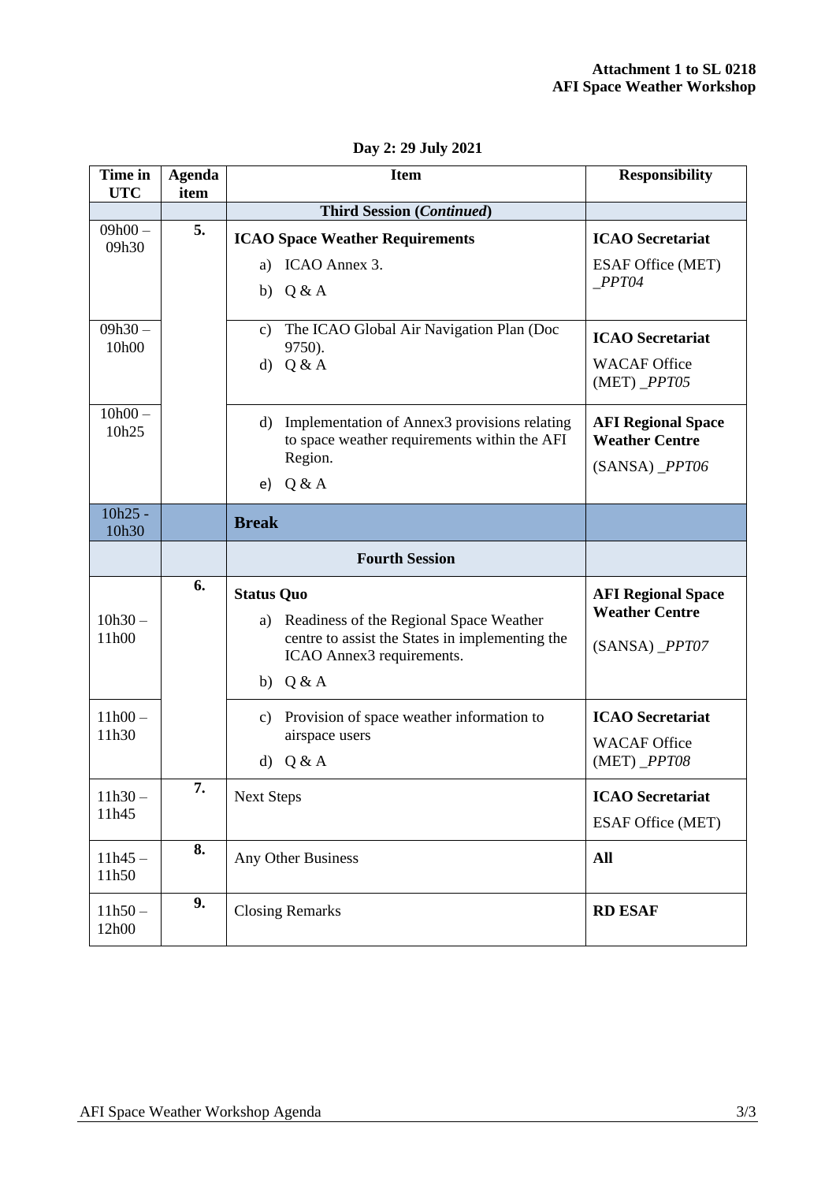**Attachment 1 to SL 0218**
**AFI Space Weather Workshop**

**Day 2: 29 July 2021**

| Time in UTC | Agenda item | Item | Responsibility |
|---|---|---|---|
| | | **Third Session (*Continued*)** | |
| 09h00 – 09h30 | **5.** | **ICAO Space Weather Requirements**<br>a) ICAO Annex 3.<br>b) Q & A | **ICAO Secretariat**<br>ESAF Office (MET) *_PPT04* |
| 09h30 – 10h00 | | c) The ICAO Global Air Navigation Plan (Doc 9750).<br>d) Q & A | **ICAO Secretariat**<br>WACAF Office (MET) *_PPT05* |
| 10h00 – 10h25 | | d) Implementation of Annex3 provisions relating to space weather requirements within the AFI Region.<br>e) Q & A | **AFI Regional Space Weather Centre**<br>(SANSA) *_PPT06* |
| 10h25 - 10h30 | | **Break** | |
| | | **Fourth Session** | |
| 10h30 – 11h00 | **6.** | **Status Quo**<br>a) Readiness of the Regional Space Weather centre to assist the States in implementing the ICAO Annex3 requirements.<br>b) Q & A | **AFI Regional Space Weather Centre**<br>(SANSA) *_PPT07* |
| 11h00 – 11h30 | | c) Provision of space weather information to airspace users<br>d) Q & A | **ICAO Secretariat**<br>WACAF Office (MET) *_PPT08* |
| 11h30 – 11h45 | **7.** | Next Steps | **ICAO Secretariat**<br>ESAF Office (MET) |
| 11h45 – 11h50 | **8.** | Any Other Business | **All** |
| 11h50 – 12h00 | **9.** | Closing Remarks | **RD ESAF** |